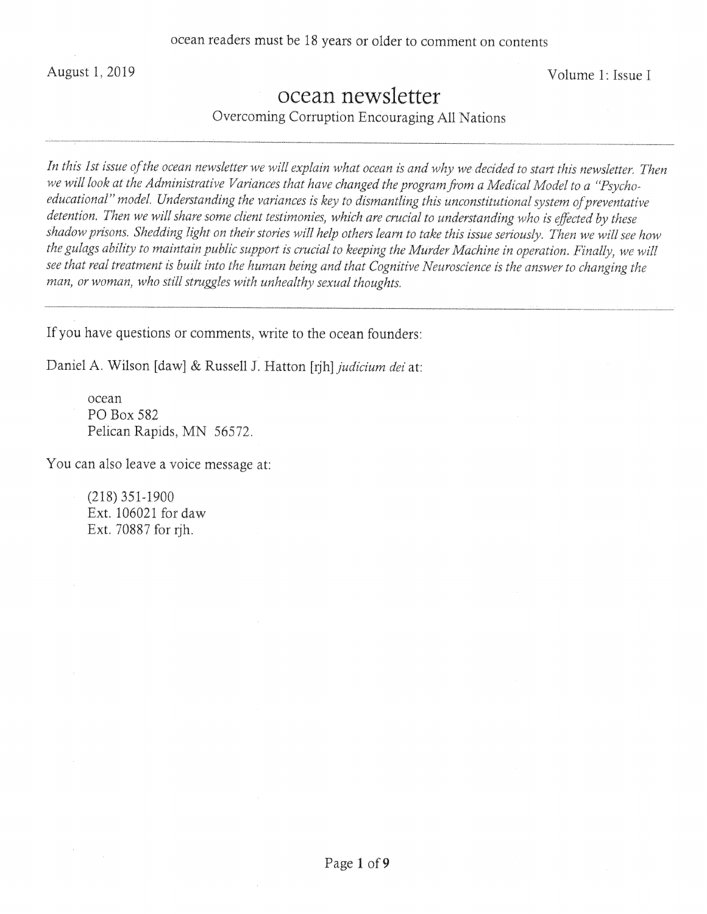ocean readers must be 18 years or older to comment on contents

August 1, 2019

Volume 1: Issue I

# ocean newsletter

Overcoming Corruption Encouraging All Nations

---

*In this 1st issue of the ocean newsletter we will explain what ocean is and why we decided to start this newsletter. Then we will look at the Administrative Variances that have changed the program from a Medical Model to a "Psycho-educational" model. Understanding the variances is key to dismantling this unconstitutional system of preventative detention. Then we will share some client testimonies, which are crucial to understanding who is effected by these shadow prisons. Shedding light on their stories will help others learn to take this issue seriously. Then we will see how the gulags ability to maintain public support is crucial to keeping the Murder Machine in operation. Finally, we will see that real treatment is built into the human being and that Cognitive Neuroscience is the answer to changing the man, or woman, who still struggles with unhealthy sexual thoughts.*

---

If you have questions or comments, write to the ocean founders:

Daniel A. Wilson [daw] & Russell J. Hatton [rjh] *judicium dei* at:

ocean
PO Box 582
Pelican Rapids, MN 56572.

You can also leave a voice message at:

(218) 351-1900
Ext. 106021 for daw
Ext. 70887 for rjh.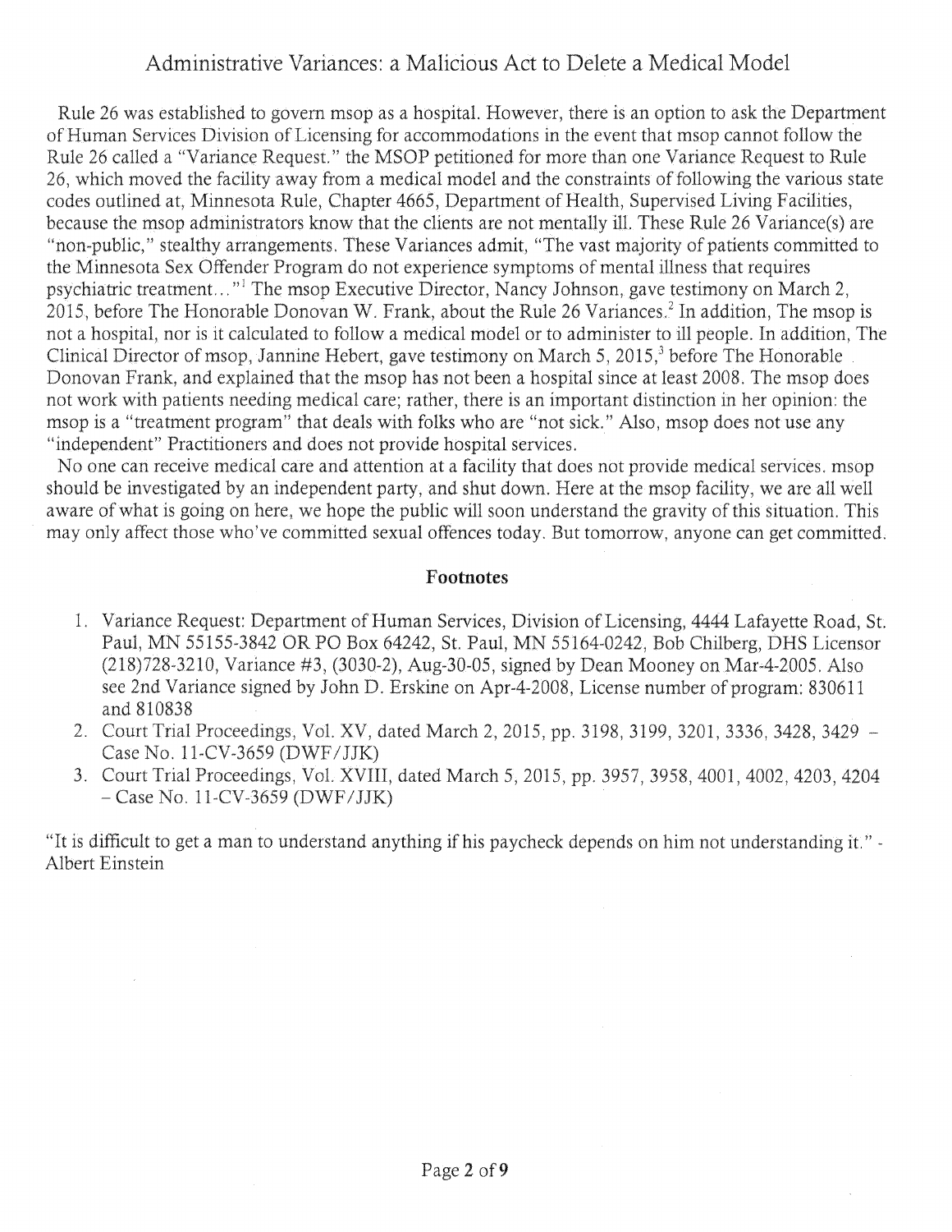# Administrative Variances: a Malicious Act to Delete a Medical Model

Rule 26 was established to govern msop as a hospital. However, there is an option to ask the Department of Human Services Division of Licensing for accommodations in the event that msop cannot follow the Rule 26 called a "Variance Request." the MSOP petitioned for more than one Variance Request to Rule 26, which moved the facility away from a medical model and the constraints of following the various state codes outlined at, Minnesota Rule, Chapter 4665, Department of Health, Supervised Living Facilities, because the msop administrators know that the clients are not mentally ill. These Rule 26 Variance(s) are "non-public," stealthy arrangements. These Variances admit, "The vast majority of patients committed to the Minnesota Sex Offender Program do not experience symptoms of mental illness that requires psychiatric treatment..."[1] The msop Executive Director, Nancy Johnson, gave testimony on March 2, 2015, before The Honorable Donovan W. Frank, about the Rule 26 Variances.[2] In addition, The msop is not a hospital, nor is it calculated to follow a medical model or to administer to ill people. In addition, The Clinical Director of msop, Jannine Hebert, gave testimony on March 5, 2015,[3] before The Honorable Donovan Frank, and explained that the msop has not been a hospital since at least 2008. The msop does not work with patients needing medical care; rather, there is an important distinction in her opinion: the msop is a "treatment program" that deals with folks who are "not sick." Also, msop does not use any "independent" Practitioners and does not provide hospital services.

No one can receive medical care and attention at a facility that does not provide medical services. msop should be investigated by an independent party, and shut down. Here at the msop facility, we are all well aware of what is going on here, we hope the public will soon understand the gravity of this situation. This may only affect those who've committed sexual offences today. But tomorrow, anyone can get committed.

### Footnotes

1. Variance Request: Department of Human Services, Division of Licensing, 4444 Lafayette Road, St. Paul, MN 55155-3842 OR PO Box 64242, St. Paul, MN 55164-0242, Bob Chilberg, DHS Licensor (218)728-3210, Variance #3, (3030-2), Aug-30-05, signed by Dean Mooney on Mar-4-2005. Also see 2nd Variance signed by John D. Erskine on Apr-4-2008, License number of program: 830611 and 810838
2. Court Trial Proceedings, Vol. XV, dated March 2, 2015, pp. 3198, 3199, 3201, 3336, 3428, 3429 – Case No. 11-CV-3659 (DWF/JJK)
3. Court Trial Proceedings, Vol. XVIII, dated March 5, 2015, pp. 3957, 3958, 4001, 4002, 4203, 4204 – Case No. 11-CV-3659 (DWF/JJK)

"It is difficult to get a man to understand anything if his paycheck depends on him not understanding it." - Albert Einstein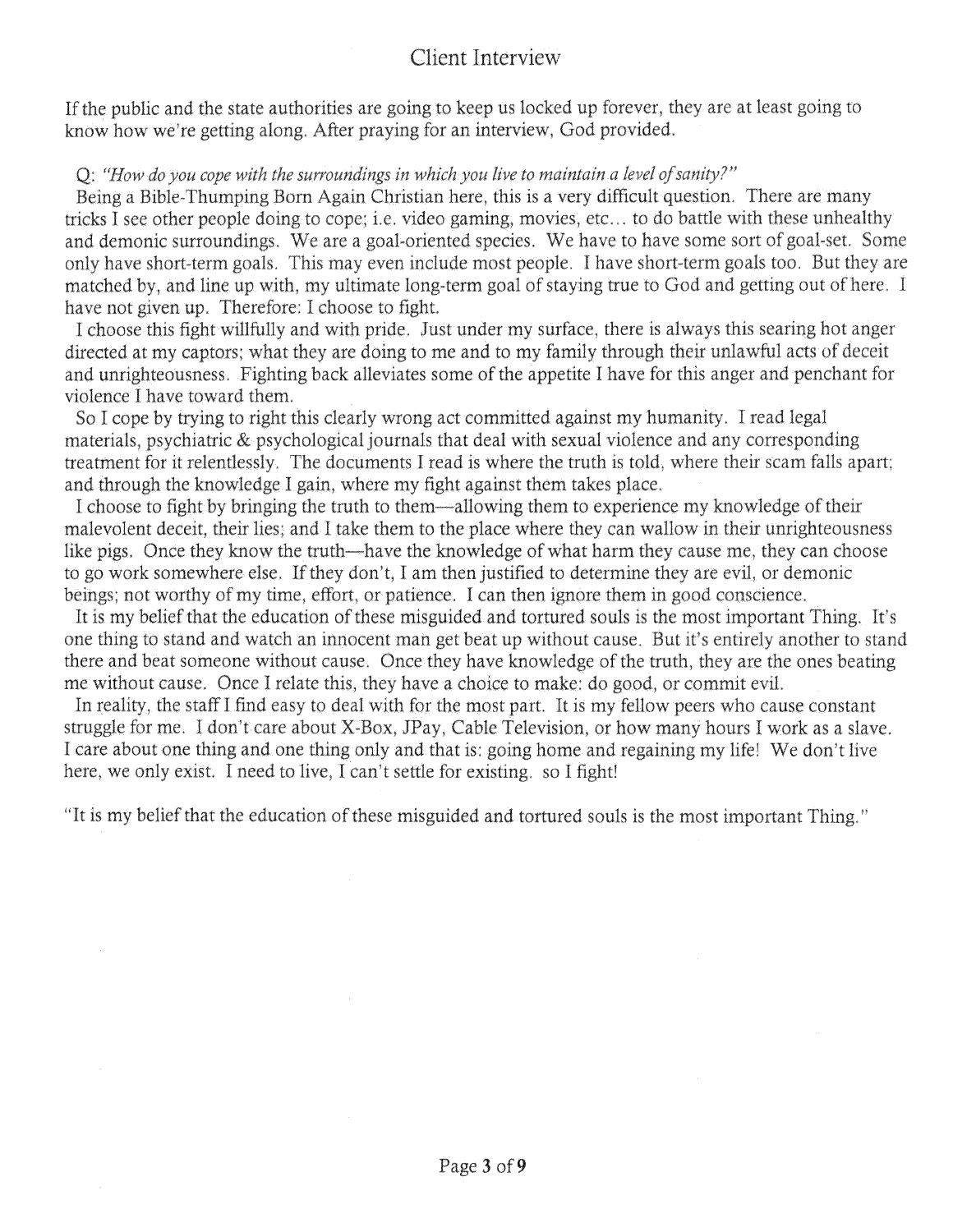# Client Interview

If the public and the state authorities are going to keep us locked up forever, they are at least going to know how we're getting along. After praying for an interview, God provided.

Q: *"How do you cope with the surroundings in which you live to maintain a level of sanity?"*

Being a Bible-Thumping Born Again Christian here, this is a very difficult question. There are many tricks I see other people doing to cope; i.e. video gaming, movies, etc… to do battle with these unhealthy and demonic surroundings. We are a goal-oriented species. We have to have some sort of goal-set. Some only have short-term goals. This may even include most people. I have short-term goals too. But they are matched by, and line up with, my ultimate long-term goal of staying true to God and getting out of here. I have not given up. Therefore: I choose to fight.

I choose this fight willfully and with pride. Just under my surface, there is always this searing hot anger directed at my captors; what they are doing to me and to my family through their unlawful acts of deceit and unrighteousness. Fighting back alleviates some of the appetite I have for this anger and penchant for violence I have toward them.

So I cope by trying to right this clearly wrong act committed against my humanity. I read legal materials, psychiatric & psychological journals that deal with sexual violence and any corresponding treatment for it relentlessly. The documents I read is where the truth is told, where their scam falls apart; and through the knowledge I gain, where my fight against them takes place.

I choose to fight by bringing the truth to them—allowing them to experience my knowledge of their malevolent deceit, their lies; and I take them to the place where they can wallow in their unrighteousness like pigs. Once they know the truth—have the knowledge of what harm they cause me, they can choose to go work somewhere else. If they don't, I am then justified to determine they are evil, or demonic beings; not worthy of my time, effort, or patience. I can then ignore them in good conscience.

It is my belief that the education of these misguided and tortured souls is the most important Thing. It's one thing to stand and watch an innocent man get beat up without cause. But it's entirely another to stand there and beat someone without cause. Once they have knowledge of the truth, they are the ones beating me without cause. Once I relate this, they have a choice to make: do good, or commit evil.

In reality, the staff I find easy to deal with for the most part. It is my fellow peers who cause constant struggle for me. I don't care about X-Box, JPay, Cable Television, or how many hours I work as a slave. I care about one thing and one thing only and that is: going home and regaining my life! We don't live here, we only exist. I need to live, I can't settle for existing. so I fight!

"It is my belief that the education of these misguided and tortured souls is the most important Thing."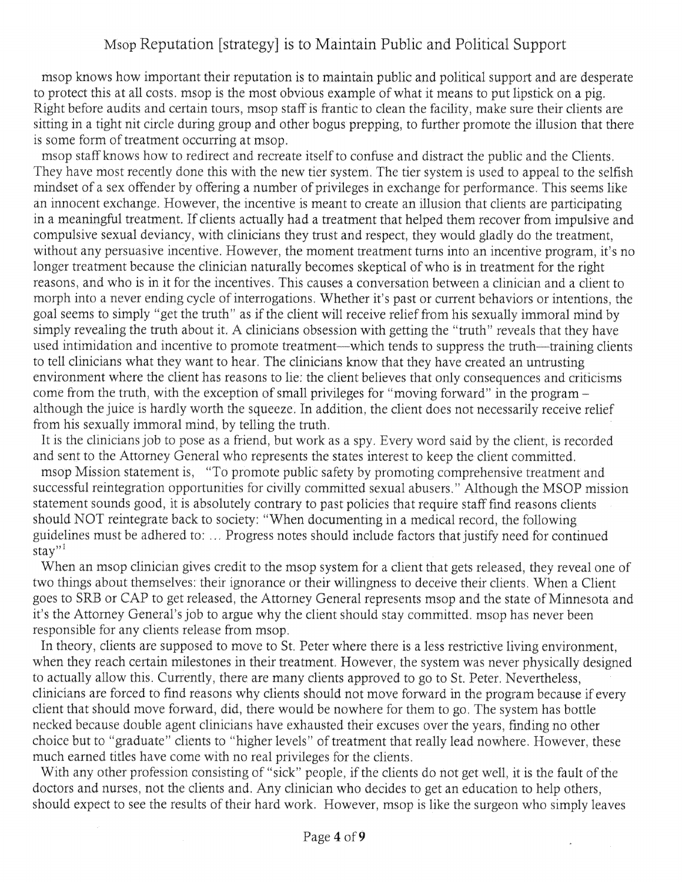# Msop Reputation [strategy] is to Maintain Public and Political Support

msop knows how important their reputation is to maintain public and political support and are desperate to protect this at all costs. msop is the most obvious example of what it means to put lipstick on a pig. Right before audits and certain tours, msop staff is frantic to clean the facility, make sure their clients are sitting in a tight nit circle during group and other bogus prepping, to further promote the illusion that there is some form of treatment occurring at msop.

msop staff knows how to redirect and recreate itself to confuse and distract the public and the Clients. They have most recently done this with the new tier system. The tier system is used to appeal to the selfish mindset of a sex offender by offering a number of privileges in exchange for performance. This seems like an innocent exchange. However, the incentive is meant to create an illusion that clients are participating in a meaningful treatment. If clients actually had a treatment that helped them recover from impulsive and compulsive sexual deviancy, with clinicians they trust and respect, they would gladly do the treatment, without any persuasive incentive. However, the moment treatment turns into an incentive program, it's no longer treatment because the clinician naturally becomes skeptical of who is in treatment for the right reasons, and who is in it for the incentives. This causes a conversation between a clinician and a client to morph into a never ending cycle of interrogations. Whether it's past or current behaviors or intentions, the goal seems to simply "get the truth" as if the client will receive relief from his sexually immoral mind by simply revealing the truth about it. A clinicians obsession with getting the "truth" reveals that they have used intimidation and incentive to promote treatment—which tends to suppress the truth—training clients to tell clinicians what they want to hear. The clinicians know that they have created an untrusting environment where the client has reasons to lie: the client believes that only consequences and criticisms come from the truth, with the exception of small privileges for "moving forward" in the program – although the juice is hardly worth the squeeze. In addition, the client does not necessarily receive relief from his sexually immoral mind, by telling the truth.

It is the clinicians job to pose as a friend, but work as a spy. Every word said by the client, is recorded and sent to the Attorney General who represents the states interest to keep the client committed.

msop Mission statement is, "To promote public safety by promoting comprehensive treatment and successful reintegration opportunities for civilly committed sexual abusers." Although the MSOP mission statement sounds good, it is absolutely contrary to past policies that require staff find reasons clients should NOT reintegrate back to society: "When documenting in a medical record, the following guidelines must be adhered to: ... Progress notes should include factors that justify need for continued stay"[1]

When an msop clinician gives credit to the msop system for a client that gets released, they reveal one of two things about themselves: their ignorance or their willingness to deceive their clients. When a Client goes to SRB or CAP to get released, the Attorney General represents msop and the state of Minnesota and it's the Attorney General's job to argue why the client should stay committed. msop has never been responsible for any clients release from msop.

In theory, clients are supposed to move to St. Peter where there is a less restrictive living environment, when they reach certain milestones in their treatment. However, the system was never physically designed to actually allow this. Currently, there are many clients approved to go to St. Peter. Nevertheless, clinicians are forced to find reasons why clients should not move forward in the program because if every client that should move forward, did, there would be nowhere for them to go. The system has bottle necked because double agent clinicians have exhausted their excuses over the years, finding no other choice but to "graduate" clients to "higher levels" of treatment that really lead nowhere. However, these much earned titles have come with no real privileges for the clients.

With any other profession consisting of "sick" people, if the clients do not get well, it is the fault of the doctors and nurses, not the clients and. Any clinician who decides to get an education to help others, should expect to see the results of their hard work. However, msop is like the surgeon who simply leaves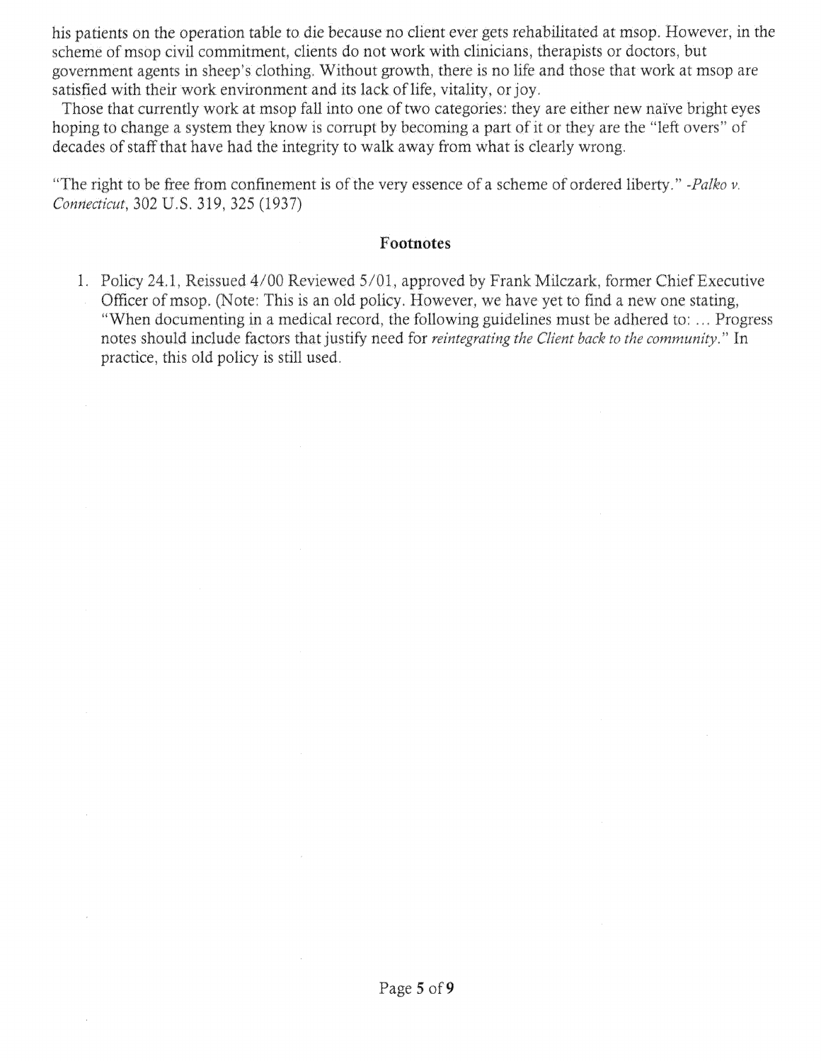his patients on the operation table to die because no client ever gets rehabilitated at msop. However, in the scheme of msop civil commitment, clients do not work with clinicians, therapists or doctors, but government agents in sheep's clothing. Without growth, there is no life and those that work at msop are satisfied with their work environment and its lack of life, vitality, or joy.

Those that currently work at msop fall into one of two categories: they are either new naïve bright eyes hoping to change a system they know is corrupt by becoming a part of it or they are the "left overs" of decades of staff that have had the integrity to walk away from what is clearly wrong.

"The right to be free from confinement is of the very essence of a scheme of ordered liberty." -*Palko v. Connecticut*, 302 U.S. 319, 325 (1937)

## Footnotes

1. Policy 24.1, Reissued 4/00 Reviewed 5/01, approved by Frank Milczark, former Chief Executive Officer of msop. (Note: This is an old policy. However, we have yet to find a new one stating, "When documenting in a medical record, the following guidelines must be adhered to: ... Progress notes should include factors that justify need for *reintegrating the Client back to the community*." In practice, this old policy is still used.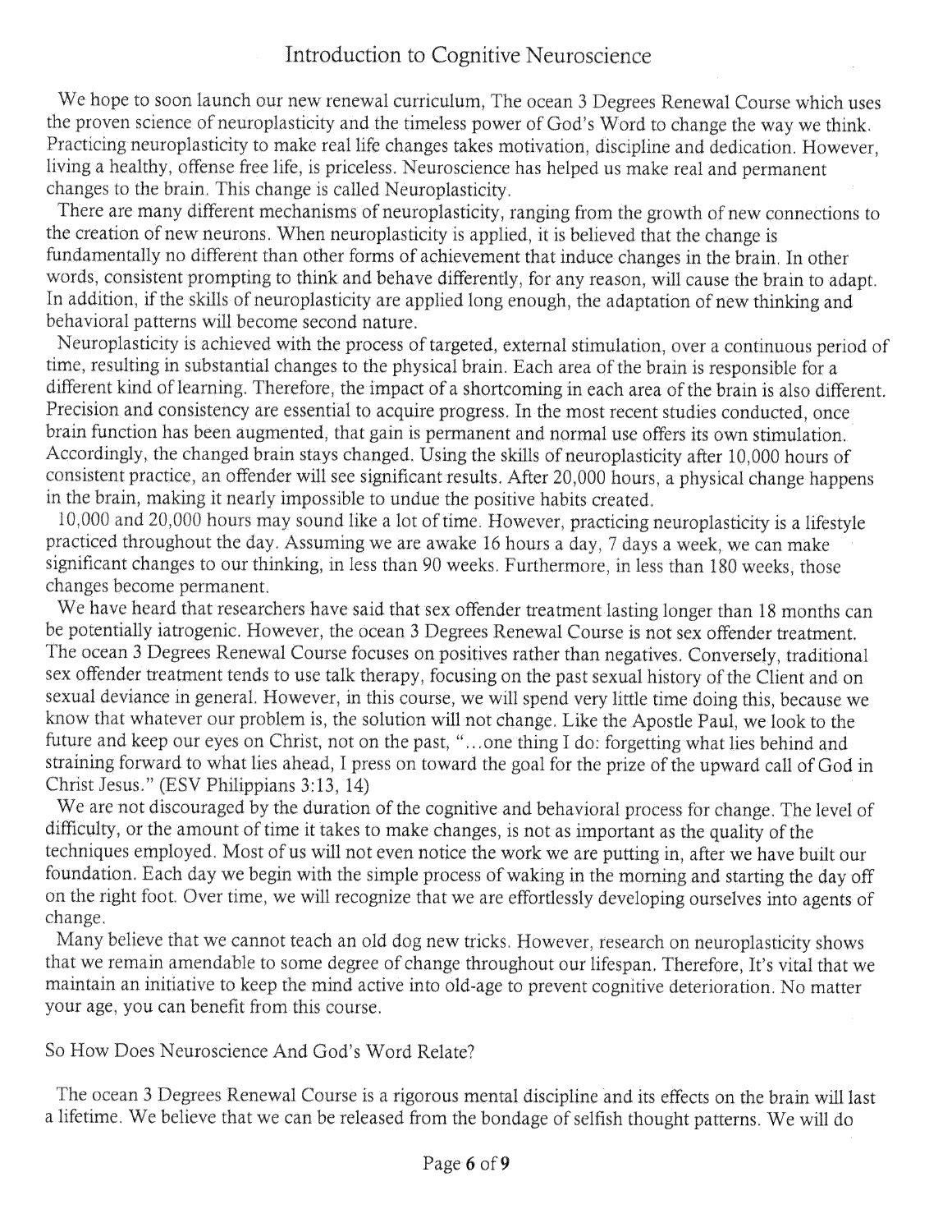# Introduction to Cognitive Neuroscience

We hope to soon launch our new renewal curriculum, The ocean 3 Degrees Renewal Course which uses the proven science of neuroplasticity and the timeless power of God's Word to change the way we think. Practicing neuroplasticity to make real life changes takes motivation, discipline and dedication. However, living a healthy, offense free life, is priceless. Neuroscience has helped us make real and permanent changes to the brain. This change is called Neuroplasticity.

There are many different mechanisms of neuroplasticity, ranging from the growth of new connections to the creation of new neurons. When neuroplasticity is applied, it is believed that the change is fundamentally no different than other forms of achievement that induce changes in the brain. In other words, consistent prompting to think and behave differently, for any reason, will cause the brain to adapt. In addition, if the skills of neuroplasticity are applied long enough, the adaptation of new thinking and behavioral patterns will become second nature.

Neuroplasticity is achieved with the process of targeted, external stimulation, over a continuous period of time, resulting in substantial changes to the physical brain. Each area of the brain is responsible for a different kind of learning. Therefore, the impact of a shortcoming in each area of the brain is also different. Precision and consistency are essential to acquire progress. In the most recent studies conducted, once brain function has been augmented, that gain is permanent and normal use offers its own stimulation. Accordingly, the changed brain stays changed. Using the skills of neuroplasticity after 10,000 hours of consistent practice, an offender will see significant results. After 20,000 hours, a physical change happens in the brain, making it nearly impossible to undue the positive habits created.

10,000 and 20,000 hours may sound like a lot of time. However, practicing neuroplasticity is a lifestyle practiced throughout the day. Assuming we are awake 16 hours a day, 7 days a week, we can make significant changes to our thinking, in less than 90 weeks. Furthermore, in less than 180 weeks, those changes become permanent.

We have heard that researchers have said that sex offender treatment lasting longer than 18 months can be potentially iatrogenic. However, the ocean 3 Degrees Renewal Course is not sex offender treatment. The ocean 3 Degrees Renewal Course focuses on positives rather than negatives. Conversely, traditional sex offender treatment tends to use talk therapy, focusing on the past sexual history of the Client and on sexual deviance in general. However, in this course, we will spend very little time doing this, because we know that whatever our problem is, the solution will not change. Like the Apostle Paul, we look to the future and keep our eyes on Christ, not on the past, "...one thing I do: forgetting what lies behind and straining forward to what lies ahead, I press on toward the goal for the prize of the upward call of God in Christ Jesus." (ESV Philippians 3:13, 14)

We are not discouraged by the duration of the cognitive and behavioral process for change. The level of difficulty, or the amount of time it takes to make changes, is not as important as the quality of the techniques employed. Most of us will not even notice the work we are putting in, after we have built our foundation. Each day we begin with the simple process of waking in the morning and starting the day off on the right foot. Over time, we will recognize that we are effortlessly developing ourselves into agents of change.

Many believe that we cannot teach an old dog new tricks. However, research on neuroplasticity shows that we remain amendable to some degree of change throughout our lifespan. Therefore, It's vital that we maintain an initiative to keep the mind active into old-age to prevent cognitive deterioration. No matter your age, you can benefit from this course.

So How Does Neuroscience And God's Word Relate?

The ocean 3 Degrees Renewal Course is a rigorous mental discipline and its effects on the brain will last a lifetime. We believe that we can be released from the bondage of selfish thought patterns. We will do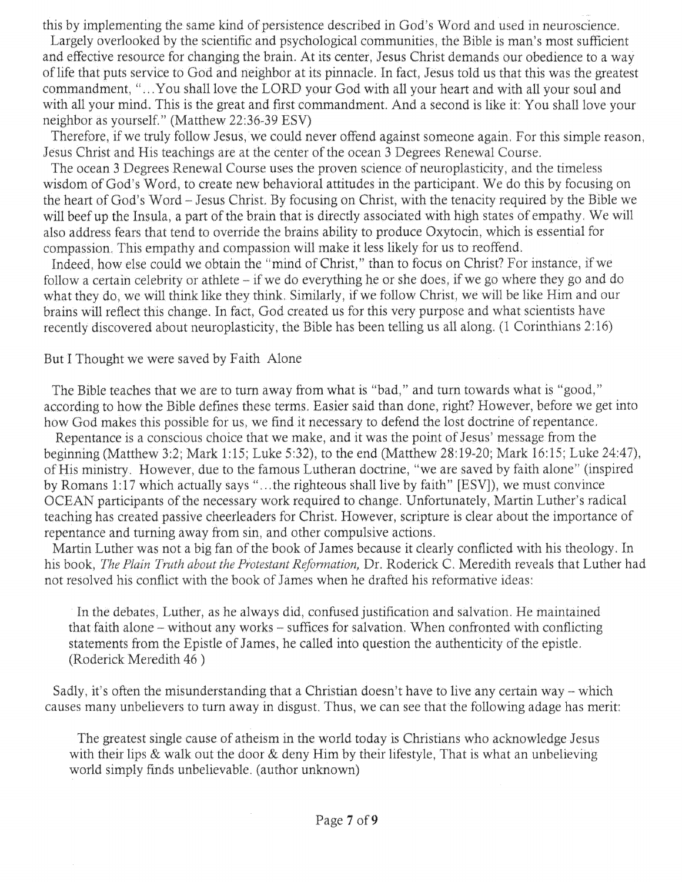this by implementing the same kind of persistence described in God's Word and used in neuroscience.

Largely overlooked by the scientific and psychological communities, the Bible is man's most sufficient and effective resource for changing the brain. At its center, Jesus Christ demands our obedience to a way of life that puts service to God and neighbor at its pinnacle. In fact, Jesus told us that this was the greatest commandment, "...You shall love the LORD your God with all your heart and with all your soul and with all your mind. This is the great and first commandment. And a second is like it: You shall love your neighbor as yourself." (Matthew 22:36-39 ESV)

Therefore, if we truly follow Jesus, we could never offend against someone again. For this simple reason, Jesus Christ and His teachings are at the center of the ocean 3 Degrees Renewal Course.

The ocean 3 Degrees Renewal Course uses the proven science of neuroplasticity, and the timeless wisdom of God's Word, to create new behavioral attitudes in the participant. We do this by focusing on the heart of God's Word – Jesus Christ. By focusing on Christ, with the tenacity required by the Bible we will beef up the Insula, a part of the brain that is directly associated with high states of empathy. We will also address fears that tend to override the brains ability to produce Oxytocin, which is essential for compassion. This empathy and compassion will make it less likely for us to reoffend.

Indeed, how else could we obtain the "mind of Christ," than to focus on Christ? For instance, if we follow a certain celebrity or athlete – if we do everything he or she does, if we go where they go and do what they do, we will think like they think. Similarly, if we follow Christ, we will be like Him and our brains will reflect this change. In fact, God created us for this very purpose and what scientists have recently discovered about neuroplasticity, the Bible has been telling us all along. (1 Corinthians 2:16)

## But I Thought we were saved by Faith Alone

The Bible teaches that we are to turn away from what is "bad," and turn towards what is "good," according to how the Bible defines these terms. Easier said than done, right? However, before we get into how God makes this possible for us, we find it necessary to defend the lost doctrine of repentance.

Repentance is a conscious choice that we make, and it was the point of Jesus' message from the beginning (Matthew 3:2; Mark 1:15; Luke 5:32), to the end (Matthew 28:19-20; Mark 16:15; Luke 24:47), of His ministry. However, due to the famous Lutheran doctrine, "we are saved by faith alone" (inspired by Romans 1:17 which actually says "...the righteous shall live by faith" [ESV]), we must convince OCEAN participants of the necessary work required to change. Unfortunately, Martin Luther's radical teaching has created passive cheerleaders for Christ. However, scripture is clear about the importance of repentance and turning away from sin, and other compulsive actions.

Martin Luther was not a big fan of the book of James because it clearly conflicted with his theology. In his book, *The Plain Truth about the Protestant Reformation,* Dr. Roderick C. Meredith reveals that Luther had not resolved his conflict with the book of James when he drafted his reformative ideas:

> In the debates, Luther, as he always did, confused justification and salvation. He maintained that faith alone – without any works – suffices for salvation. When confronted with conflicting statements from the Epistle of James, he called into question the authenticity of the epistle. (Roderick Meredith 46 )

Sadly, it's often the misunderstanding that a Christian doesn't have to live any certain way – which causes many unbelievers to turn away in disgust. Thus, we can see that the following adage has merit:

> The greatest single cause of atheism in the world today is Christians who acknowledge Jesus with their lips & walk out the door & deny Him by their lifestyle, That is what an unbelieving world simply finds unbelievable. (author unknown)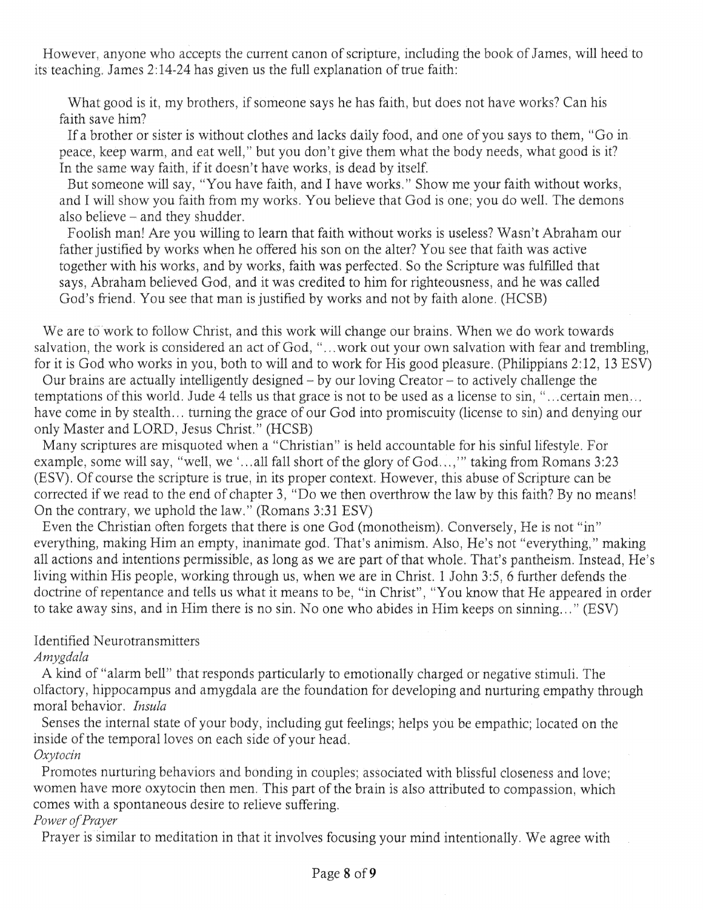However, anyone who accepts the current canon of scripture, including the book of James, will heed to its teaching. James 2:14-24 has given us the full explanation of true faith:

> What good is it, my brothers, if someone says he has faith, but does not have works? Can his faith save him?
>
> If a brother or sister is without clothes and lacks daily food, and one of you says to them, "Go in peace, keep warm, and eat well," but you don't give them what the body needs, what good is it? In the same way faith, if it doesn't have works, is dead by itself.
>
> But someone will say, "You have faith, and I have works." Show me your faith without works, and I will show you faith from my works. You believe that God is one; you do well. The demons also believe – and they shudder.
>
> Foolish man! Are you willing to learn that faith without works is useless? Wasn't Abraham our father justified by works when he offered his son on the alter? You see that faith was active together with his works, and by works, faith was perfected. So the Scripture was fulfilled that says, Abraham believed God, and it was credited to him for righteousness, and he was called God's friend. You see that man is justified by works and not by faith alone. (HCSB)

We are to work to follow Christ, and this work will change our brains. When we do work towards salvation, the work is considered an act of God, "…work out your own salvation with fear and trembling, for it is God who works in you, both to will and to work for His good pleasure. (Philippians 2:12, 13 ESV)

Our brains are actually intelligently designed – by our loving Creator – to actively challenge the temptations of this world. Jude 4 tells us that grace is not to be used as a license to sin, "…certain men… have come in by stealth… turning the grace of our God into promiscuity (license to sin) and denying our only Master and LORD, Jesus Christ." (HCSB)

Many scriptures are misquoted when a "Christian" is held accountable for his sinful lifestyle. For example, some will say, "well, we '…all fall short of the glory of God…,'" taking from Romans 3:23 (ESV). Of course the scripture is true, in its proper context. However, this abuse of Scripture can be corrected if we read to the end of chapter 3, "Do we then overthrow the law by this faith? By no means! On the contrary, we uphold the law." (Romans 3:31 ESV)

Even the Christian often forgets that there is one God (monotheism). Conversely, He is not "in" everything, making Him an empty, inanimate god. That's animism. Also, He's not "everything," making all actions and intentions permissible, as long as we are part of that whole. That's pantheism. Instead, He's living within His people, working through us, when we are in Christ. 1 John 3:5, 6 further defends the doctrine of repentance and tells us what it means to be, "in Christ", "You know that He appeared in order to take away sins, and in Him there is no sin. No one who abides in Him keeps on sinning…" (ESV)

Identified Neurotransmitters

*Amygdala*

A kind of "alarm bell" that responds particularly to emotionally charged or negative stimuli. The olfactory, hippocampus and amygdala are the foundation for developing and nurturing empathy through moral behavior.

*Insula*

Senses the internal state of your body, including gut feelings; helps you be empathic; located on the inside of the temporal loves on each side of your head.

*Oxytocin*

Promotes nurturing behaviors and bonding in couples; associated with blissful closeness and love; women have more oxytocin then men. This part of the brain is also attributed to compassion, which comes with a spontaneous desire to relieve suffering.

*Power of Prayer*

Prayer is similar to meditation in that it involves focusing your mind intentionally. We agree with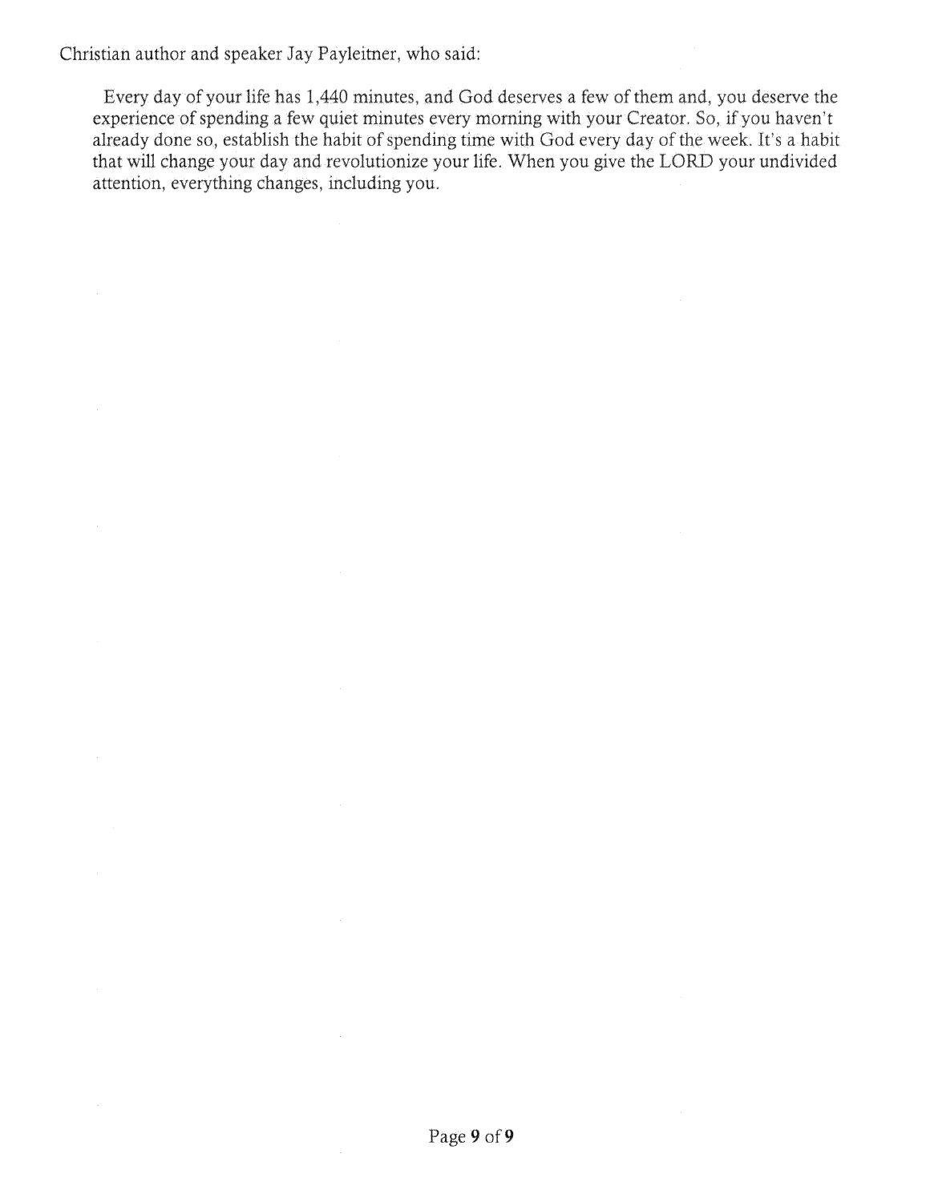Christian author and speaker Jay Payleitner, who said:

> Every day of your life has 1,440 minutes, and God deserves a few of them and, you deserve the experience of spending a few quiet minutes every morning with your Creator. So, if you haven't already done so, establish the habit of spending time with God every day of the week. It's a habit that will change your day and revolutionize your life. When you give the LORD your undivided attention, everything changes, including you.